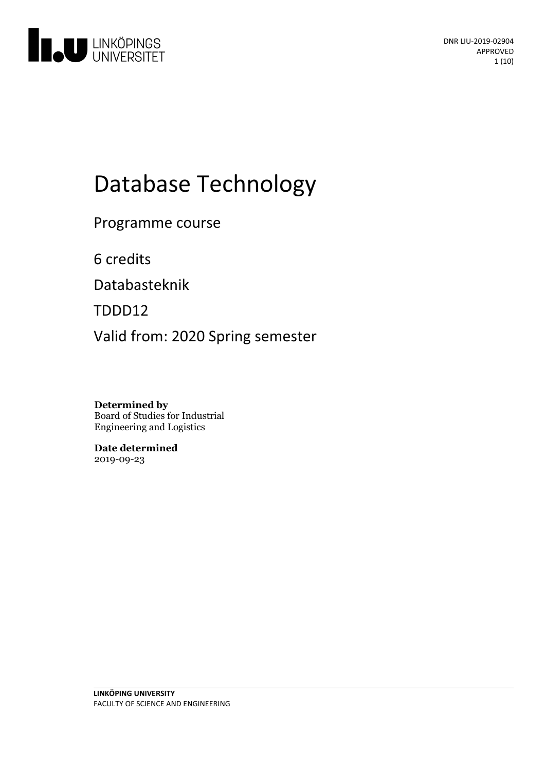LINKÖPINGS UNIVERSITET

DNR LIU-2019-02904
APPROVED

# Database Technology

Programme course

6 credits

Databasteknik

TDDD12

Valid from: 2020 Spring semester

**Determined by**
Board of Studies for Industrial Engineering and Logistics

**Date determined**
2019-09-23

**LINKÖPING UNIVERSITY**
FACULTY OF SCIENCE AND ENGINEERING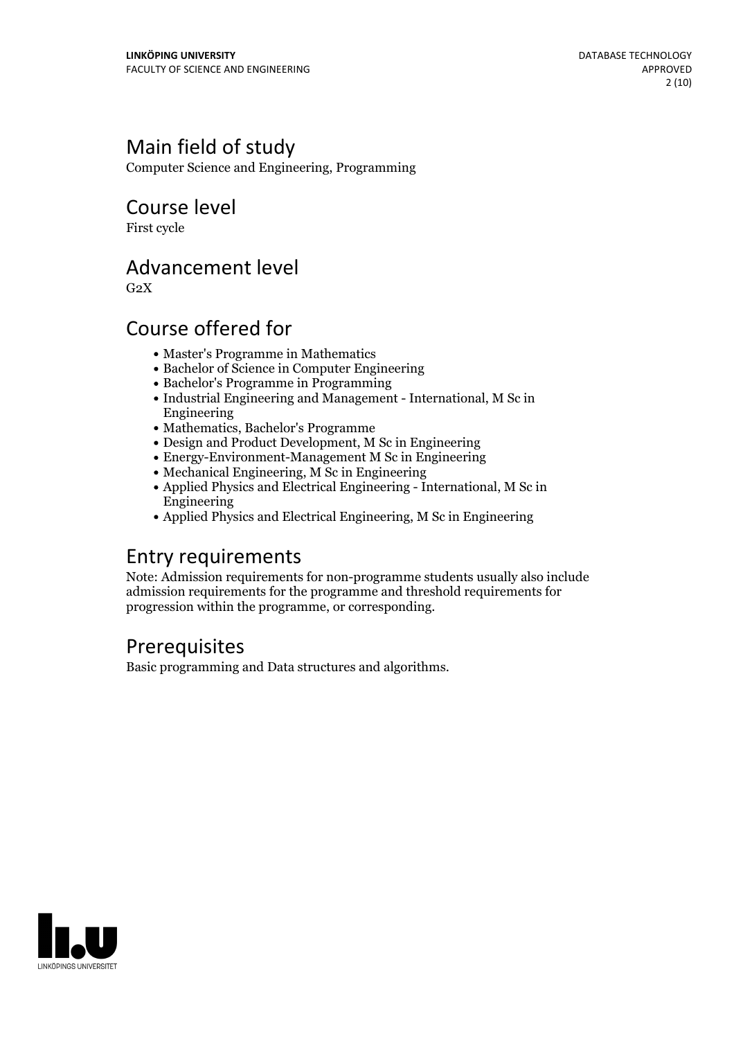## Main field of study

Computer Science and Engineering, Programming

## Course level

First cycle

## Advancement level

G2X

## Course offered for

- Master's Programme in Mathematics
- Bachelor of Science in Computer Engineering
- Bachelor's Programme in Programming
- Industrial Engineering and Management - International, M Sc in Engineering
- Mathematics, Bachelor's Programme
- Design and Product Development, M Sc in Engineering
- Energy-Environment-Management M Sc in Engineering
- Mechanical Engineering, M Sc in Engineering
- Applied Physics and Electrical Engineering - International, M Sc in Engineering
- Applied Physics and Electrical Engineering, M Sc in Engineering

## Entry requirements

Note: Admission requirements for non-programme students usually also include admission requirements for the programme and threshold requirements for progression within the programme, or corresponding.

## Prerequisites

Basic programming and Data structures and algorithms.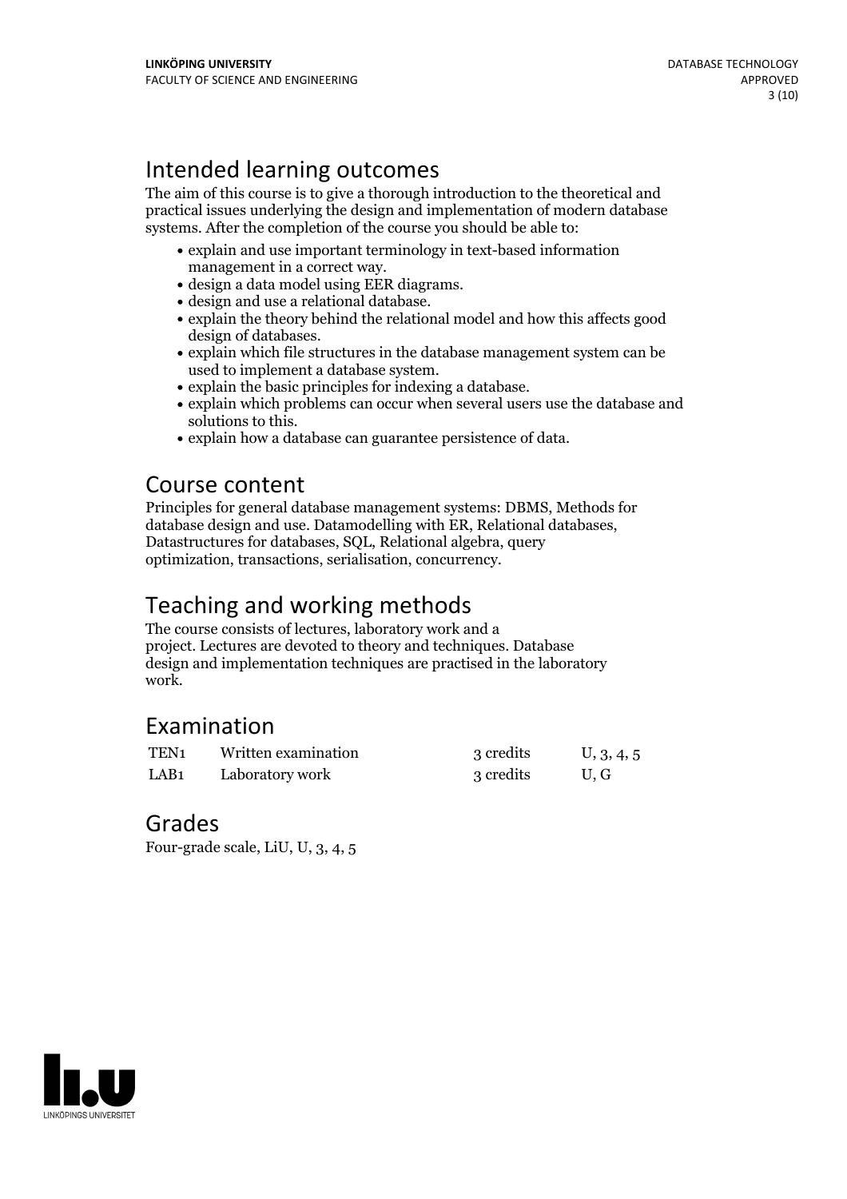## Intended learning outcomes

The aim of this course is to give a thorough introduction to the theoretical and practical issues underlying the design and implementation of modern database systems. After the completion of the course you should be able to:

- explain and use important terminology in text-based information management in a correct way.
- design a data model using EER diagrams.
- design and use a relational database.
- explain the theory behind the relational model and how this affects good design of databases.
- explain which file structures in the database management system can be used to implement a database system.
- explain the basic principles for indexing a database.
- explain which problems can occur when several users use the database and solutions to this.
- explain how a database can guarantee persistence of data.

## Course content

Principles for general database management systems: DBMS, Methods for database design and use. Datamodelling with ER, Relational databases, Datastructures for databases, SQL, Relational algebra, query optimization, transactions, serialisation, concurrency.

## Teaching and working methods

The course consists of lectures, laboratory work and a project. Lectures are devoted to theory and techniques. Database design and implementation techniques are practised in the laboratory work.

## Examination

| | | | |
|---|---|---|---|
| TEN1 | Written examination | 3 credits | U, 3, 4, 5 |
| LAB1 | Laboratory work | 3 credits | U, G |

## Grades

Four-grade scale, LiU, U, 3, 4, 5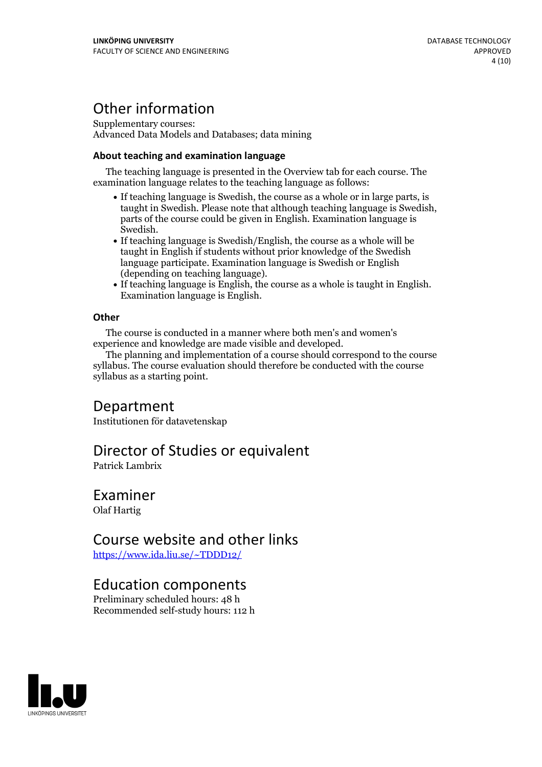# Other information

Supplementary courses:
Advanced Data Models and Databases; data mining

### About teaching and examination language

The teaching language is presented in the Overview tab for each course. The examination language relates to the teaching language as follows:

- If teaching language is Swedish, the course as a whole or in large parts, is taught in Swedish. Please note that although teaching language is Swedish, parts of the course could be given in English. Examination language is Swedish.
- If teaching language is Swedish/English, the course as a whole will be taught in English if students without prior knowledge of the Swedish language participate. Examination language is Swedish or English (depending on teaching language).
- If teaching language is English, the course as a whole is taught in English. Examination language is English.

### Other

The course is conducted in a manner where both men's and women's experience and knowledge are made visible and developed.

The planning and implementation of a course should correspond to the course syllabus. The course evaluation should therefore be conducted with the course syllabus as a starting point.

# Department

Institutionen för datavetenskap

# Director of Studies or equivalent

Patrick Lambrix

# Examiner

Olaf Hartig

# Course website and other links

https://www.ida.liu.se/~TDDD12/

# Education components

Preliminary scheduled hours: 48 h
Recommended self-study hours: 112 h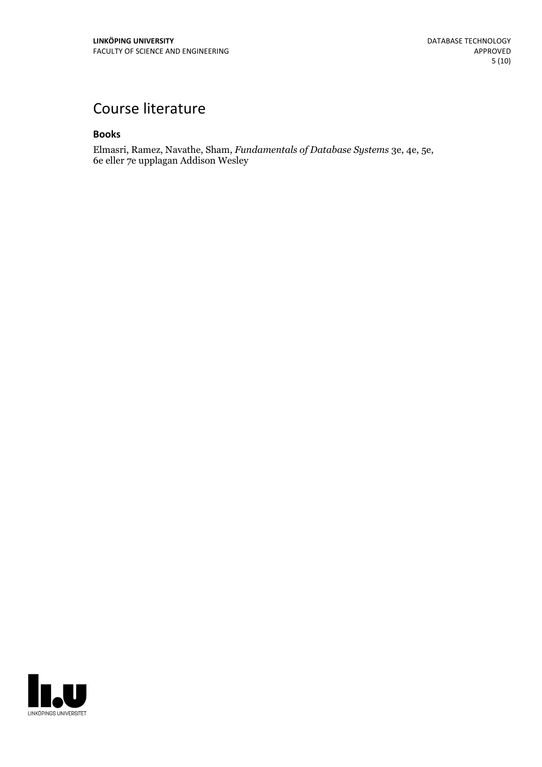# Course literature

### Books

Elmasri, Ramez, Navathe, Sham, *Fundamentals of Database Systems* 3e, 4e, 5e, 6e eller 7e upplagan Addison Wesley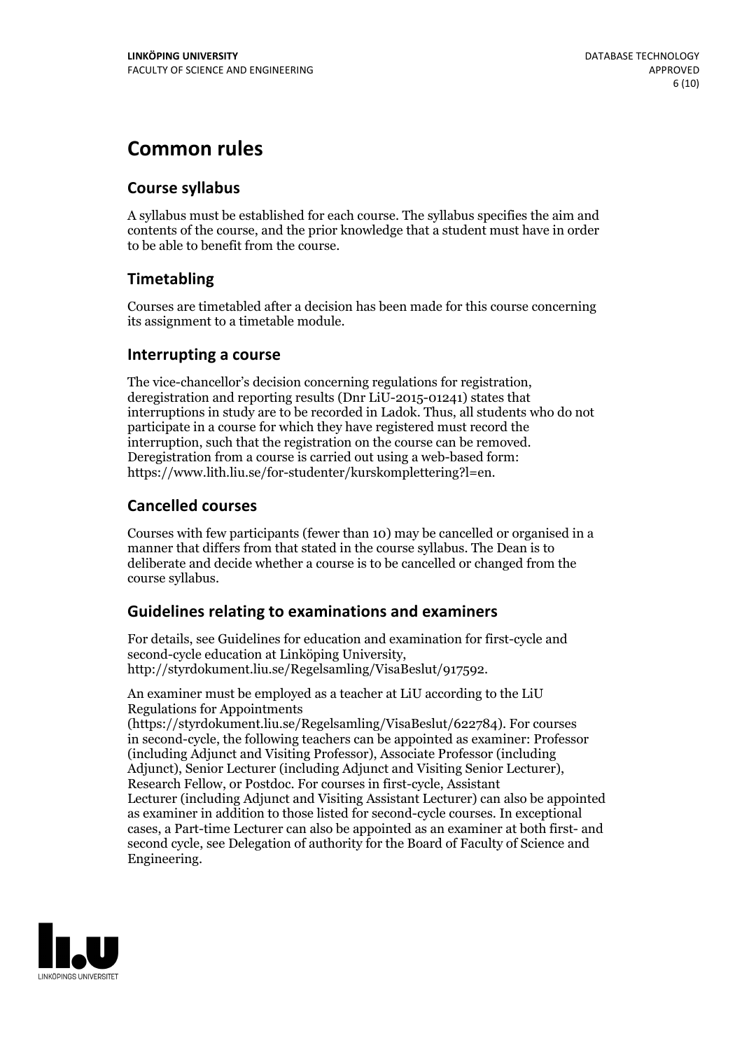# Common rules

## Course syllabus

A syllabus must be established for each course. The syllabus specifies the aim and contents of the course, and the prior knowledge that a student must have in order to be able to benefit from the course.

## Timetabling

Courses are timetabled after a decision has been made for this course concerning its assignment to a timetable module.

## Interrupting a course

The vice-chancellor's decision concerning regulations for registration, deregistration and reporting results (Dnr LiU-2015-01241) states that interruptions in study are to be recorded in Ladok. Thus, all students who do not participate in a course for which they have registered must record the interruption, such that the registration on the course can be removed. Deregistration from a course is carried out using a web-based form: https://www.lith.liu.se/for-studenter/kurskomplettering?l=en.

## Cancelled courses

Courses with few participants (fewer than 10) may be cancelled or organised in a manner that differs from that stated in the course syllabus. The Dean is to deliberate and decide whether a course is to be cancelled or changed from the course syllabus.

## Guidelines relating to examinations and examiners

For details, see Guidelines for education and examination for first-cycle and second-cycle education at Linköping University, http://styrdokument.liu.se/Regelsamling/VisaBeslut/917592.

An examiner must be employed as a teacher at LiU according to the LiU Regulations for Appointments (https://styrdokument.liu.se/Regelsamling/VisaBeslut/622784). For courses in second-cycle, the following teachers can be appointed as examiner: Professor (including Adjunct and Visiting Professor), Associate Professor (including Adjunct), Senior Lecturer (including Adjunct and Visiting Senior Lecturer), Research Fellow, or Postdoc. For courses in first-cycle, Assistant Lecturer (including Adjunct and Visiting Assistant Lecturer) can also be appointed as examiner in addition to those listed for second-cycle courses. In exceptional cases, a Part-time Lecturer can also be appointed as an examiner at both first- and second cycle, see Delegation of authority for the Board of Faculty of Science and Engineering.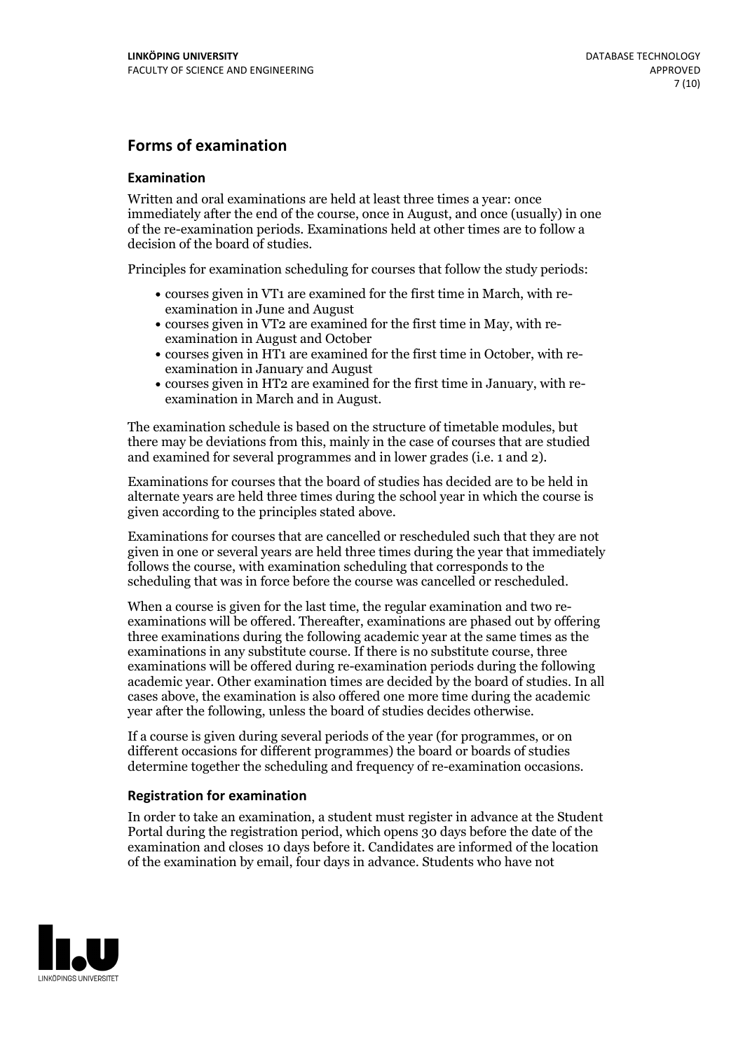## Forms of examination

### Examination

Written and oral examinations are held at least three times a year: once immediately after the end of the course, once in August, and once (usually) in one of the re-examination periods. Examinations held at other times are to follow a decision of the board of studies.

Principles for examination scheduling for courses that follow the study periods:

- courses given in VT1 are examined for the first time in March, with re-examination in June and August
- courses given in VT2 are examined for the first time in May, with re-examination in August and October
- courses given in HT1 are examined for the first time in October, with re-examination in January and August
- courses given in HT2 are examined for the first time in January, with re-examination in March and in August.

The examination schedule is based on the structure of timetable modules, but there may be deviations from this, mainly in the case of courses that are studied and examined for several programmes and in lower grades (i.e. 1 and 2).

Examinations for courses that the board of studies has decided are to be held in alternate years are held three times during the school year in which the course is given according to the principles stated above.

Examinations for courses that are cancelled or rescheduled such that they are not given in one or several years are held three times during the year that immediately follows the course, with examination scheduling that corresponds to the scheduling that was in force before the course was cancelled or rescheduled.

When a course is given for the last time, the regular examination and two re-examinations will be offered. Thereafter, examinations are phased out by offering three examinations during the following academic year at the same times as the examinations in any substitute course. If there is no substitute course, three examinations will be offered during re-examination periods during the following academic year. Other examination times are decided by the board of studies. In all cases above, the examination is also offered one more time during the academic year after the following, unless the board of studies decides otherwise.

If a course is given during several periods of the year (for programmes, or on different occasions for different programmes) the board or boards of studies determine together the scheduling and frequency of re-examination occasions.

### Registration for examination

In order to take an examination, a student must register in advance at the Student Portal during the registration period, which opens 30 days before the date of the examination and closes 10 days before it. Candidates are informed of the location of the examination by email, four days in advance. Students who have not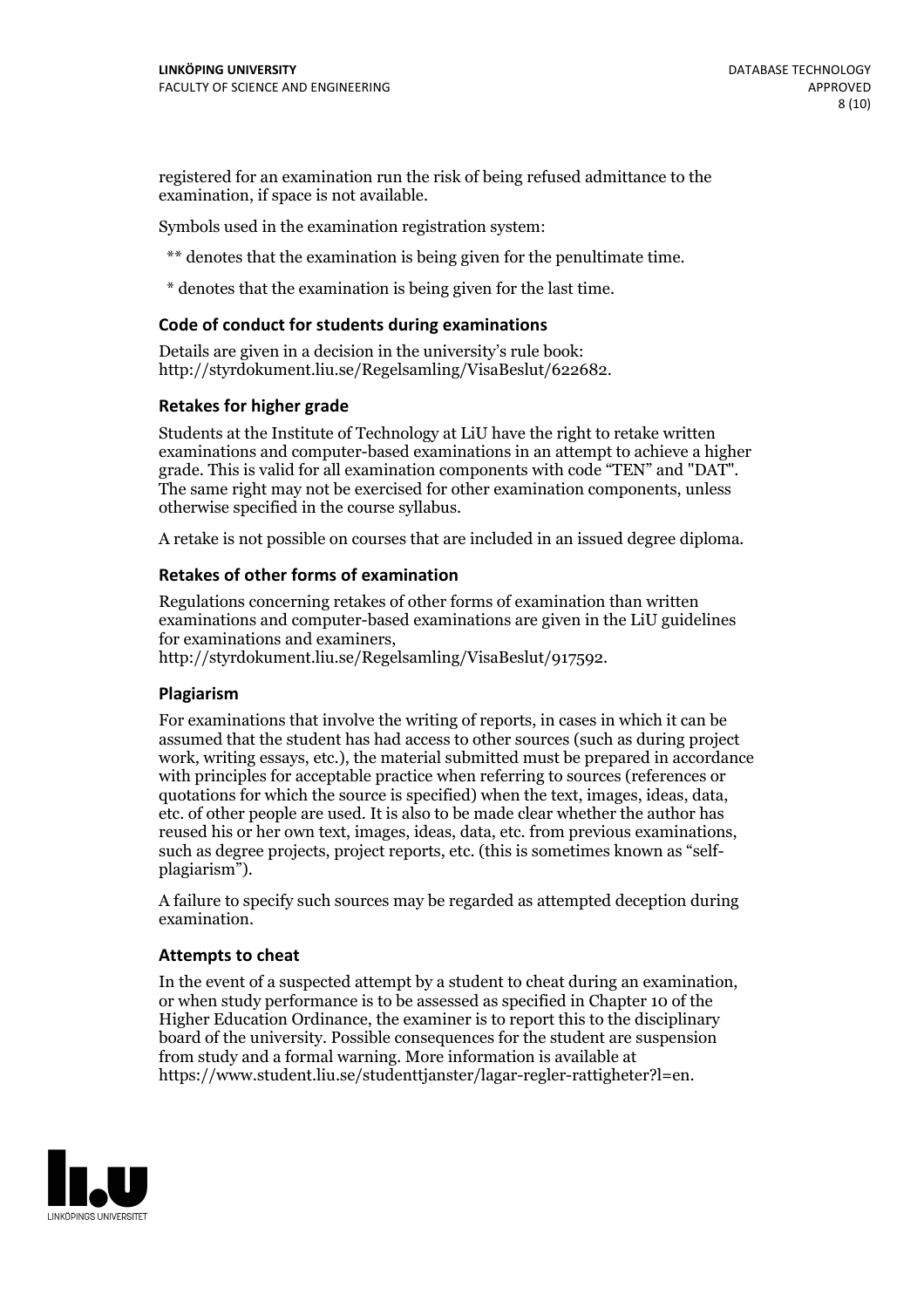registered for an examination run the risk of being refused admittance to the examination, if space is not available.

Symbols used in the examination registration system:

** denotes that the examination is being given for the penultimate time.

* denotes that the examination is being given for the last time.

### Code of conduct for students during examinations

Details are given in a decision in the university's rule book: http://styrdokument.liu.se/Regelsamling/VisaBeslut/622682.

### Retakes for higher grade

Students at the Institute of Technology at LiU have the right to retake written examinations and computer-based examinations in an attempt to achieve a higher grade. This is valid for all examination components with code "TEN" and "DAT". The same right may not be exercised for other examination components, unless otherwise specified in the course syllabus.

A retake is not possible on courses that are included in an issued degree diploma.

### Retakes of other forms of examination

Regulations concerning retakes of other forms of examination than written examinations and computer-based examinations are given in the LiU guidelines for examinations and examiners, http://styrdokument.liu.se/Regelsamling/VisaBeslut/917592.

### Plagiarism

For examinations that involve the writing of reports, in cases in which it can be assumed that the student has had access to other sources (such as during project work, writing essays, etc.), the material submitted must be prepared in accordance with principles for acceptable practice when referring to sources (references or quotations for which the source is specified) when the text, images, ideas, data, etc. of other people are used. It is also to be made clear whether the author has reused his or her own text, images, ideas, data, etc. from previous examinations, such as degree projects, project reports, etc. (this is sometimes known as "self-plagiarism").

A failure to specify such sources may be regarded as attempted deception during examination.

### Attempts to cheat

In the event of a suspected attempt by a student to cheat during an examination, or when study performance is to be assessed as specified in Chapter 10 of the Higher Education Ordinance, the examiner is to report this to the disciplinary board of the university. Possible consequences for the student are suspension from study and a formal warning. More information is available at https://www.student.liu.se/studenttjanster/lagar-regler-rattigheter?l=en.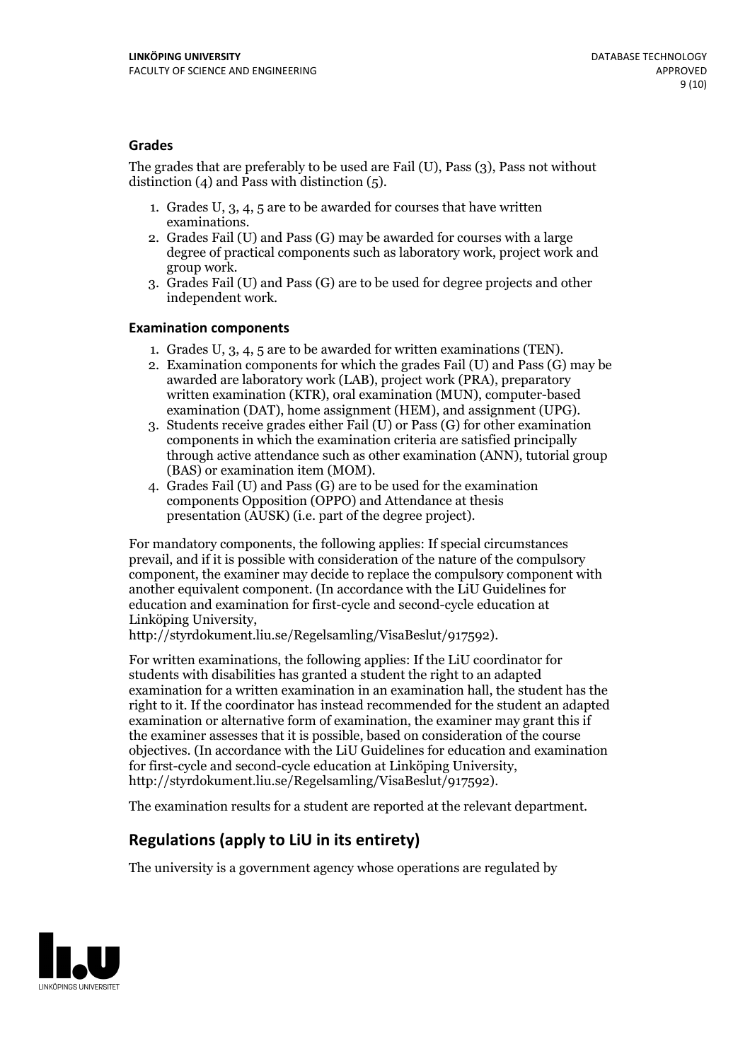### Grades

The grades that are preferably to be used are Fail (U), Pass (3), Pass not without distinction (4) and Pass with distinction (5).

1. Grades U, 3, 4, 5 are to be awarded for courses that have written examinations.
2. Grades Fail (U) and Pass (G) may be awarded for courses with a large degree of practical components such as laboratory work, project work and group work.
3. Grades Fail (U) and Pass (G) are to be used for degree projects and other independent work.

### Examination components

1. Grades U, 3, 4, 5 are to be awarded for written examinations (TEN).
2. Examination components for which the grades Fail (U) and Pass (G) may be awarded are laboratory work (LAB), project work (PRA), preparatory written examination (KTR), oral examination (MUN), computer-based examination (DAT), home assignment (HEM), and assignment (UPG).
3. Students receive grades either Fail (U) or Pass (G) for other examination components in which the examination criteria are satisfied principally through active attendance such as other examination (ANN), tutorial group (BAS) or examination item (MOM).
4. Grades Fail (U) and Pass (G) are to be used for the examination components Opposition (OPPO) and Attendance at thesis presentation (AUSK) (i.e. part of the degree project).

For mandatory components, the following applies: If special circumstances prevail, and if it is possible with consideration of the nature of the compulsory component, the examiner may decide to replace the compulsory component with another equivalent component. (In accordance with the LiU Guidelines for education and examination for first-cycle and second-cycle education at Linköping University, http://styrdokument.liu.se/Regelsamling/VisaBeslut/917592).

For written examinations, the following applies: If the LiU coordinator for students with disabilities has granted a student the right to an adapted examination for a written examination in an examination hall, the student has the right to it. If the coordinator has instead recommended for the student an adapted examination or alternative form of examination, the examiner may grant this if the examiner assesses that it is possible, based on consideration of the course objectives. (In accordance with the LiU Guidelines for education and examination for first-cycle and second-cycle education at Linköping University, http://styrdokument.liu.se/Regelsamling/VisaBeslut/917592).

The examination results for a student are reported at the relevant department.

## Regulations (apply to LiU in its entirety)

The university is a government agency whose operations are regulated by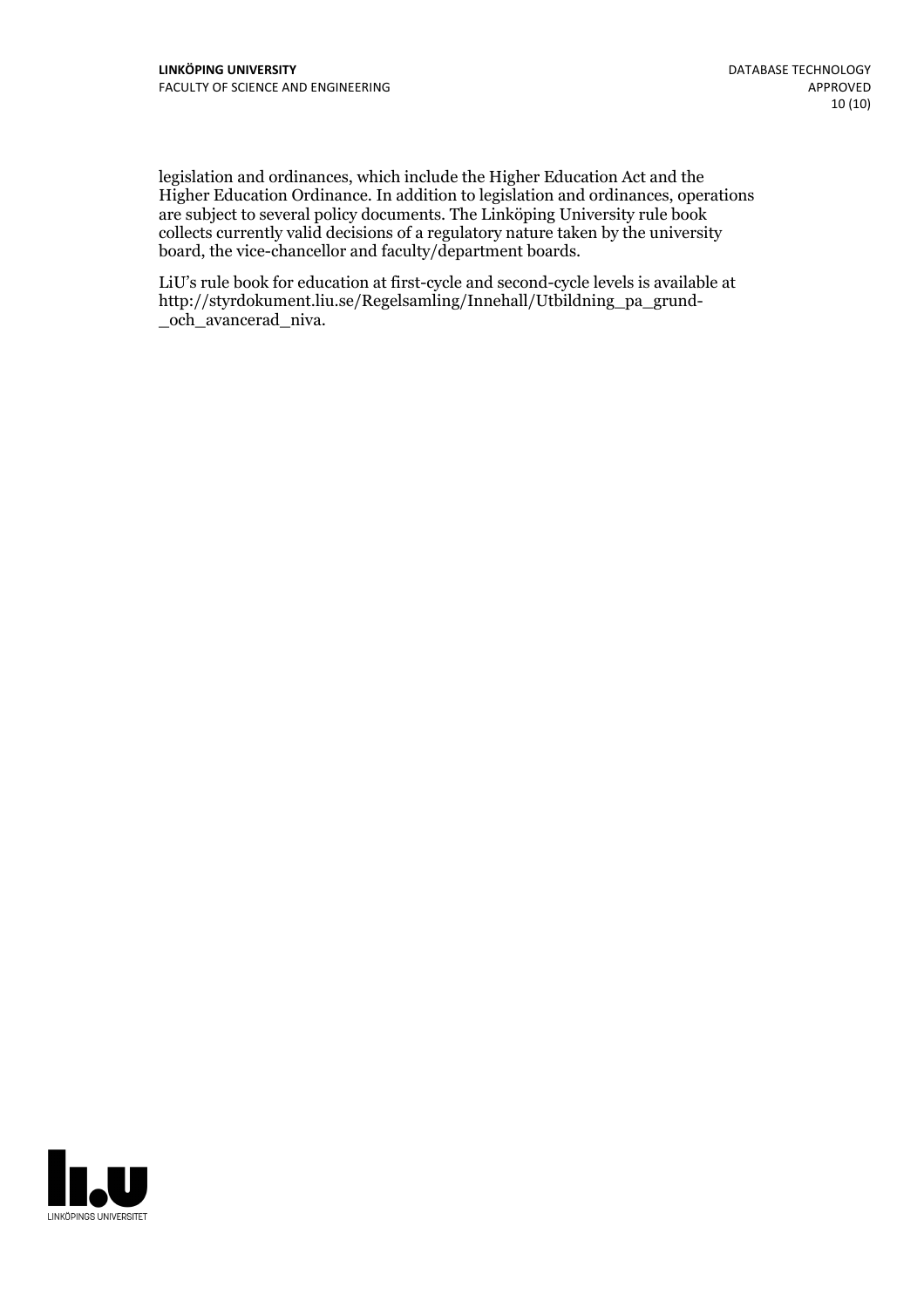legislation and ordinances, which include the Higher Education Act and the Higher Education Ordinance. In addition to legislation and ordinances, operations are subject to several policy documents. The Linköping University rule book collects currently valid decisions of a regulatory nature taken by the university board, the vice-chancellor and faculty/department boards.

LiU's rule book for education at first-cycle and second-cycle levels is available at http://styrdokument.liu.se/Regelsamling/Innehall/Utbildning_pa_grund-_och_avancerad_niva.